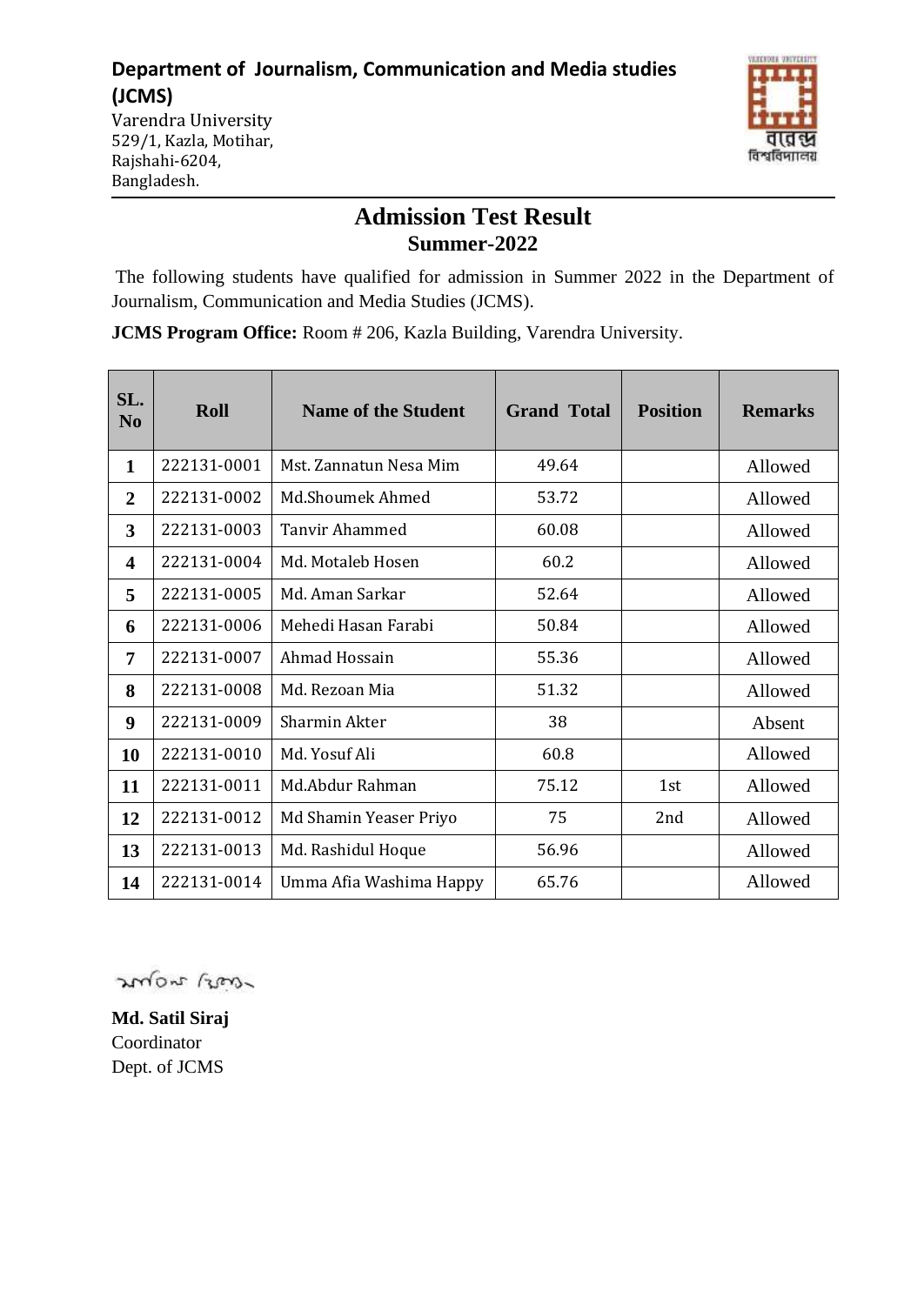**Department of Journalism, Communication and Media studies (JCMS)**
Varendra University
529/1, Kazla, Motihar,
Rajshahi-6204,
Bangladesh.

# Admission Test Result
## Summer-2022

The following students have qualified for admission in Summer 2022 in the Department of Journalism, Communication and Media Studies (JCMS).

**JCMS Program Office:** Room # 206, Kazla Building, Varendra University.

| SL. No | Roll | Name of the Student | Grand Total | Position | Remarks |
|---|---|---|---|---|---|
| 1 | 222131-0001 | Mst. Zannatun Nesa Mim | 49.64 | | Allowed |
| 2 | 222131-0002 | Md.Shoumek Ahmed | 53.72 | | Allowed |
| 3 | 222131-0003 | Tanvir Ahammed | 60.08 | | Allowed |
| 4 | 222131-0004 | Md. Motaleb Hosen | 60.2 | | Allowed |
| 5 | 222131-0005 | Md. Aman Sarkar | 52.64 | | Allowed |
| 6 | 222131-0006 | Mehedi Hasan Farabi | 50.84 | | Allowed |
| 7 | 222131-0007 | Ahmad Hossain | 55.36 | | Allowed |
| 8 | 222131-0008 | Md. Rezoan Mia | 51.32 | | Allowed |
| 9 | 222131-0009 | Sharmin Akter | 38 | | Absent |
| 10 | 222131-0010 | Md. Yosuf Ali | 60.8 | | Allowed |
| 11 | 222131-0011 | Md.Abdur Rahman | 75.12 | 1st | Allowed |
| 12 | 222131-0012 | Md Shamin Yeaser Priyo | 75 | 2nd | Allowed |
| 13 | 222131-0013 | Md. Rashidul Hoque | 56.96 | | Allowed |
| 14 | 222131-0014 | Umma Afia Washima Happy | 65.76 | | Allowed |

**Md. Satil Siraj**
Coordinator
Dept. of JCMS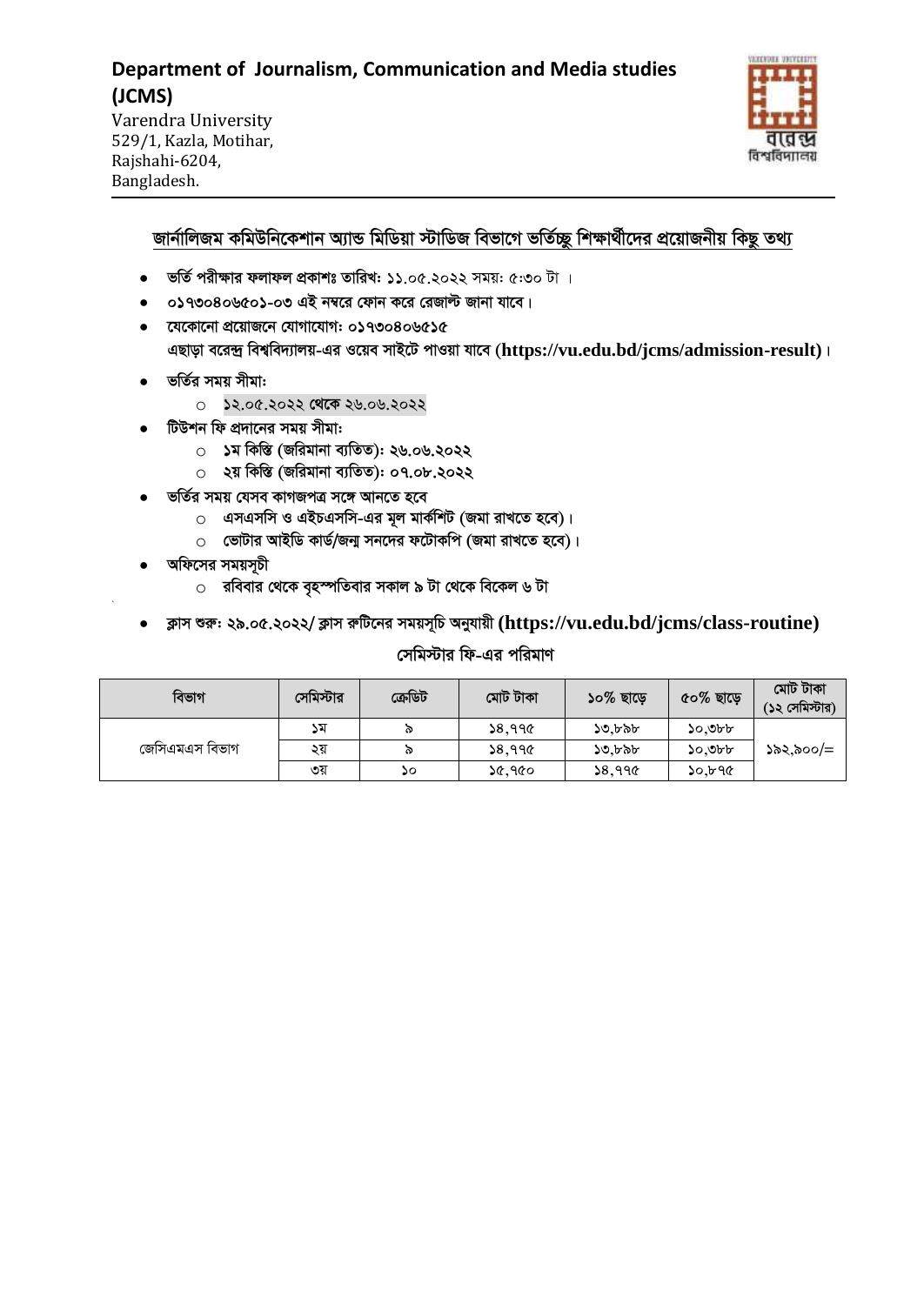# Department of Journalism, Communication and Media studies (JCMS)

Varendra University
529/1, Kazla, Motihar,
Rajshahi-6204,
Bangladesh.

## জার্নালিজম কমিউনিকেশান অ্যান্ড মিডিয়া স্টাডিজ বিভাগে ভর্তিচ্ছু শিক্ষার্থীদের প্রয়োজনীয় কিছু তথ্য

- **ভর্তি পরীক্ষার ফলাফল প্রকাশঃ তারিখ: ১১.০৫.২০২২** সময়: ৫:৩০ টা ।
- **০১৭৩০৪০৬৫০১-০৩ এই নম্বরে ফোন করে রেজাল্ট জানা যাবে।**
- **যেকোনো প্রয়োজনে যোগাযোগ: ০১৭৩০৪০৬৫১৫**
  **এছাড়া বরেন্দ্র বিশ্ববিদ্যালয়-এর ওয়েব সাইটে পাওয়া যাবে (https://vu.edu.bd/jcms/admission-result)।**
- **ভর্তির সময় সীমা:**
  - **১২.০৫.২০২২ থেকে** ২৬.০৬.২০২২
- **টিউশন ফি প্রদানের সময় সীমা:**
  - **১ম কিস্তি (জরিমানা ব্যতিত): ২৬.০৬.২০২২**
  - **২য় কিস্তি (জরিমানা ব্যতিত): ০৭.০৮.২০২২**
- **ভর্তির সময় যেসব কাগজপত্র সঙ্গে আনতে হবে**
  - **এসএসসি ও এইচএসসি-এর মূল মার্কশিট (জমা রাখতে হবে)।**
  - **ভোটার আইডি কার্ড/জন্ম সনদের ফটোকপি (জমা রাখতে হবে)।**
- **অফিসের সময়সূচী**
  - **রবিবার থেকে বৃহস্পতিবার সকাল ৯ টা থেকে বিকেল ৬ টা**
- **ক্লাস শুরু: ২৯.০৫.২০২২/ ক্লাস রুটিনের সময়সূচি অনুযায়ী (https://vu.edu.bd/jcms/class-routine)**

### সেমিস্টার ফি-এর পরিমাণ

| বিভাগ | সেমিস্টার | ক্রেডিট | মোট টাকা | ১০% ছাড়ে | ৫০% ছাড়ে | মোট টাকা (১২ সেমিস্টার) |
|---|---|---|---|---|---|---|
| জেসিএমএস বিভাগ | ১ম | ৯ | ১৪,৭৭৫ | ১৩,৮৯৮ | ১০,৩৮৮ | ১৯২,৯০০/= |
| | ২য় | ৯ | ১৪,৭৭৫ | ১৩,৮৯৮ | ১০,৩৮৮ | |
| | ৩য় | ১০ | ১৫,৭৫০ | ১৪,৭৭৫ | ১০,৮৭৫ | |